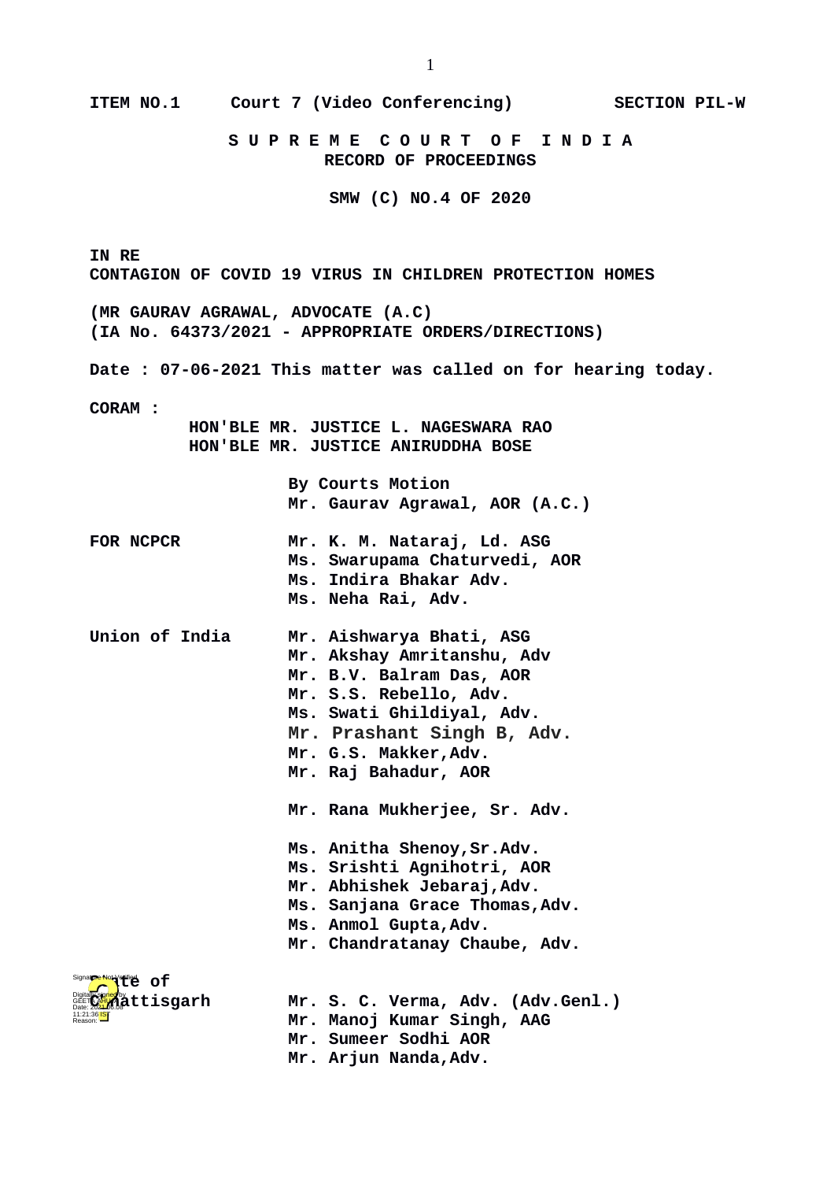ITEM NO.1 Court 7 (Video Conferencing) SECTION PIL-W

**S U P R E M E C O U R T O F I N D I A**
**RECORD OF PROCEEDINGS**

**SMW (C) NO.4 OF 2020**

**IN RE**
**CONTAGION OF COVID 19 VIRUS IN CHILDREN PROTECTION HOMES**

**(MR GAURAV AGRAWAL, ADVOCATE (A.C)**
**(IA No. 64373/2021 - APPROPRIATE ORDERS/DIRECTIONS)**

**Date : 07-06-2021 This matter was called on for hearing today.**

**CORAM :**
HON'BLE MR. JUSTICE L. NAGESWARA RAO
HON'BLE MR. JUSTICE ANIRUDDHA BOSE

By Courts Motion
Mr. Gaurav Agrawal, AOR (A.C.)

**FOR NCPCR**
Mr. K. M. Nataraj, Ld. ASG
Ms. Swarupama Chaturvedi, AOR
Ms. Indira Bhakar Adv.
Ms. Neha Rai, Adv.

**Union of India**
Mr. Aishwarya Bhati, ASG
Mr. Akshay Amritanshu, Adv
Mr. B.V. Balram Das, AOR
Mr. S.S. Rebello, Adv.
Ms. Swati Ghildiyal, Adv.
Mr. Prashant Singh B, Adv.
Mr. G.S. Makker, Adv.
Mr. Raj Bahadur, AOR

Mr. Rana Mukherjee, Sr. Adv.

Ms. Anitha Shenoy, Sr. Adv.
Ms. Srishti Agnihotri, AOR
Mr. Abhishek Jebaraj, Adv.
Ms. Sanjana Grace Thomas, Adv.
Ms. Anmol Gupta, Adv.
Mr. Chandratanay Chaube, Adv.

**State of Chhattisgarh**
Mr. S. C. Verma, Adv. (Adv.Genl.)
Mr. Manoj Kumar Singh, AAG
Mr. Sumeer Sodhi AOR
Mr. Arjun Nanda, Adv.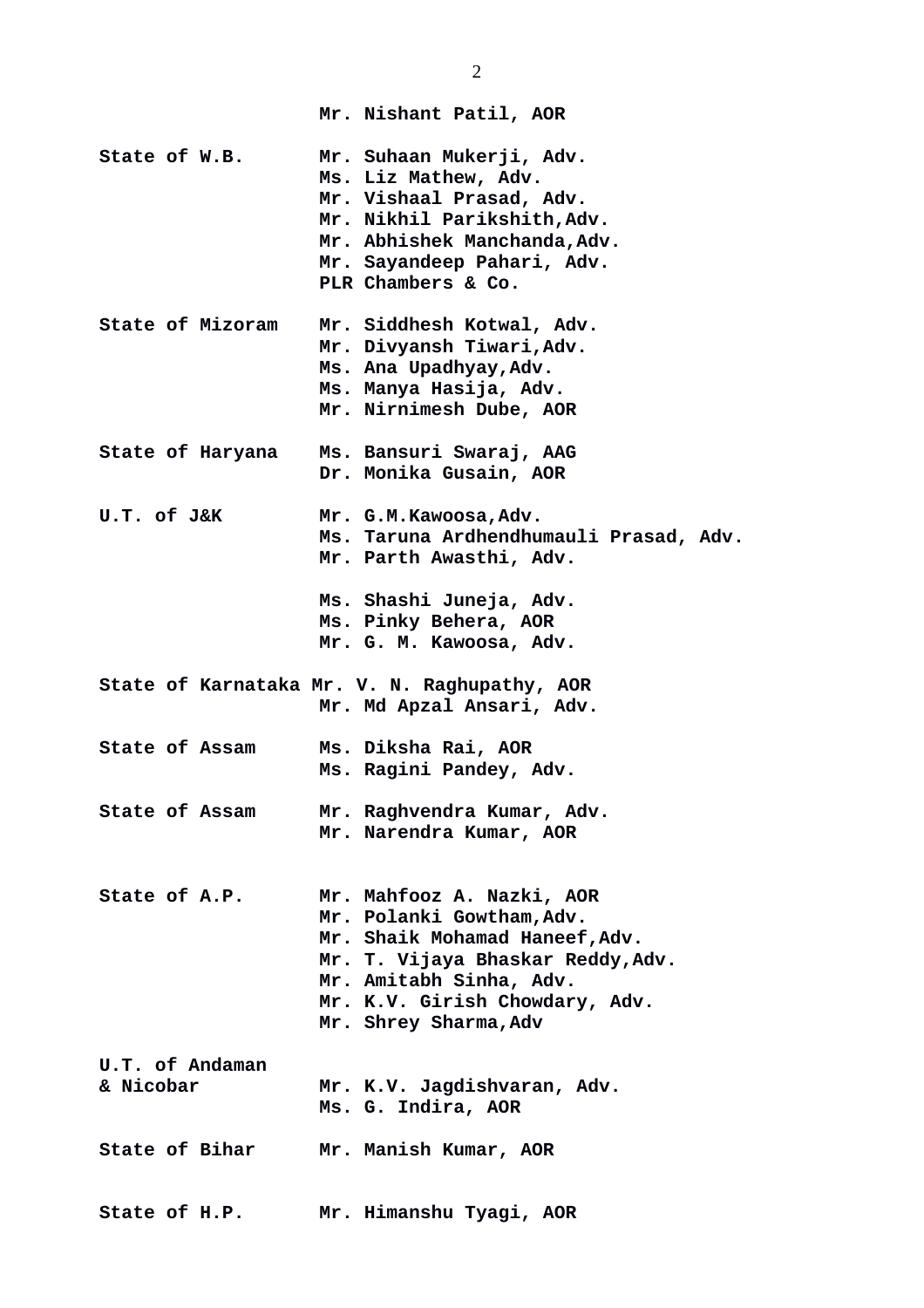**Mr. Nishant Patil, AOR**

| | |
|---|---|
| **State of W.B.** | **Mr. Suhaan Mukerji, Adv.**<br>**Ms. Liz Mathew, Adv.**<br>**Mr. Vishaal Prasad, Adv.**<br>**Mr. Nikhil Parikshith,Adv.**<br>**Mr. Abhishek Manchanda,Adv.**<br>**Mr. Sayandeep Pahari, Adv.**<br>**PLR Chambers & Co.** |
| **State of Mizoram** | **Mr. Siddhesh Kotwal, Adv.**<br>**Mr. Divyansh Tiwari,Adv.**<br>**Ms. Ana Upadhyay,Adv.**<br>**Ms. Manya Hasija, Adv.**<br>**Mr. Nirnimesh Dube, AOR** |
| **State of Haryana** | **Ms. Bansuri Swaraj, AAG**<br>**Dr. Monika Gusain, AOR** |
| **U.T. of J&K** | **Mr. G.M.Kawoosa,Adv.**<br>**Ms. Taruna Ardhendhumauli Prasad, Adv.**<br>**Mr. Parth Awasthi, Adv.** |
| | **Ms. Shashi Juneja, Adv.**<br>**Ms. Pinky Behera, AOR**<br>**Mr. G. M. Kawoosa, Adv.** |
| **State of Karnataka** | **Mr. V. N. Raghupathy, AOR**<br>**Mr. Md Apzal Ansari, Adv.** |
| **State of Assam** | **Ms. Diksha Rai, AOR**<br>**Ms. Ragini Pandey, Adv.** |
| **State of Assam** | **Mr. Raghvendra Kumar, Adv.**<br>**Mr. Narendra Kumar, AOR** |
| **State of A.P.** | **Mr. Mahfooz A. Nazki, AOR**<br>**Mr. Polanki Gowtham,Adv.**<br>**Mr. Shaik Mohamad Haneef,Adv.**<br>**Mr. T. Vijaya Bhaskar Reddy,Adv.**<br>**Mr. Amitabh Sinha, Adv.**<br>**Mr. K.V. Girish Chowdary, Adv.**<br>**Mr. Shrey Sharma,Adv** |
| **U.T. of Andaman & Nicobar** | **Mr. K.V. Jagdishvaran, Adv.**<br>**Ms. G. Indira, AOR** |
| **State of Bihar** | **Mr. Manish Kumar, AOR** |
| **State of H.P.** | **Mr. Himanshu Tyagi, AOR** |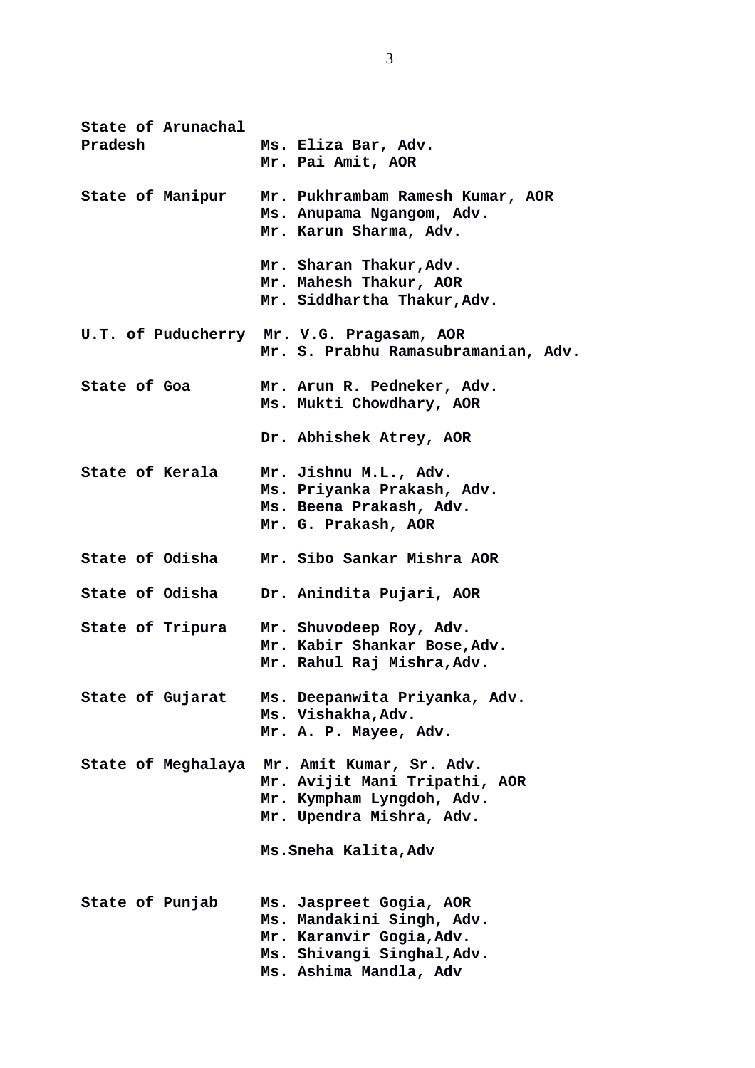**State of Arunachal Pradesh** — **Ms. Eliza Bar, Adv.**
**Mr. Pai Amit, AOR**

**State of Manipur** — **Mr. Pukhrambam Ramesh Kumar, AOR**
**Ms. Anupama Ngangom, Adv.**
**Mr. Karun Sharma, Adv.**

**Mr. Sharan Thakur,Adv.**
**Mr. Mahesh Thakur, AOR**
**Mr. Siddhartha Thakur,Adv.**

**U.T. of Puducherry** — **Mr. V.G. Pragasam, AOR**
**Mr. S. Prabhu Ramasubramanian, Adv.**

**State of Goa** — **Mr. Arun R. Pedneker, Adv.**
**Ms. Mukti Chowdhary, AOR**

**Dr. Abhishek Atrey, AOR**

**State of Kerala** — **Mr. Jishnu M.L., Adv.**
**Ms. Priyanka Prakash, Adv.**
**Ms. Beena Prakash, Adv.**
**Mr. G. Prakash, AOR**

**State of Odisha** — **Mr. Sibo Sankar Mishra AOR**

**State of Odisha** — **Dr. Anindita Pujari, AOR**

**State of Tripura** — **Mr. Shuvodeep Roy, Adv.**
**Mr. Kabir Shankar Bose,Adv.**
**Mr. Rahul Raj Mishra,Adv.**

**State of Gujarat** — **Ms. Deepanwita Priyanka, Adv.**
**Ms. Vishakha,Adv.**
**Mr. A. P. Mayee, Adv.**

**State of Meghalaya** — **Mr. Amit Kumar, Sr. Adv.**
**Mr. Avijit Mani Tripathi, AOR**
**Mr. Kympham Lyngdoh, Adv.**
**Mr. Upendra Mishra, Adv.**

**Ms.Sneha Kalita,Adv**

**State of Punjab** — **Ms. Jaspreet Gogia, AOR**
**Ms. Mandakini Singh, Adv.**
**Mr. Karanvir Gogia,Adv.**
**Ms. Shivangi Singhal,Adv.**
**Ms. Ashima Mandla, Adv**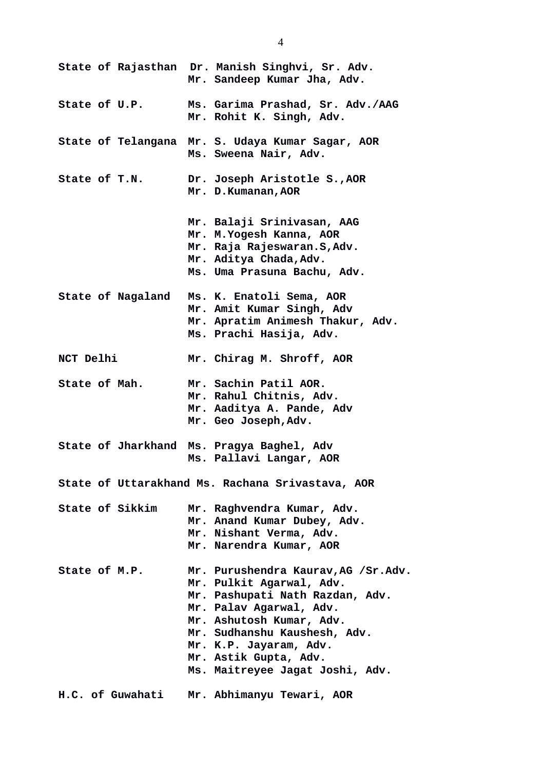**State of Rajasthan** Dr. Manish Singhvi, Sr. Adv.
Mr. Sandeep Kumar Jha, Adv.

**State of U.P.** Ms. Garima Prashad, Sr. Adv./AAG
Mr. Rohit K. Singh, Adv.

**State of Telangana** Mr. S. Udaya Kumar Sagar, AOR
Ms. Sweena Nair, Adv.

**State of T.N.** Dr. Joseph Aristotle S.,AOR
Mr. D.Kumanan,AOR

Mr. Balaji Srinivasan, AAG
Mr. M.Yogesh Kanna, AOR
Mr. Raja Rajeswaran.S,Adv.
Mr. Aditya Chada,Adv.
Ms. Uma Prasuna Bachu, Adv.

**State of Nagaland** Ms. K. Enatoli Sema, AOR
Mr. Amit Kumar Singh, Adv
Mr. Apratim Animesh Thakur, Adv.
Ms. Prachi Hasija, Adv.

**NCT Delhi** Mr. Chirag M. Shroff, AOR

**State of Mah.** Mr. Sachin Patil AOR.
Mr. Rahul Chitnis, Adv.
Mr. Aaditya A. Pande, Adv
Mr. Geo Joseph,Adv.

**State of Jharkhand** Ms. Pragya Baghel, Adv
Ms. Pallavi Langar, AOR

**State of Uttarakhand** Ms. Rachana Srivastava, AOR

**State of Sikkim** Mr. Raghvendra Kumar, Adv.
Mr. Anand Kumar Dubey, Adv.
Mr. Nishant Verma, Adv.
Mr. Narendra Kumar, AOR

**State of M.P.** Mr. Purushendra Kaurav,AG /Sr.Adv.
Mr. Pulkit Agarwal, Adv.
Mr. Pashupati Nath Razdan, Adv.
Mr. Palav Agarwal, Adv.
Mr. Ashutosh Kumar, Adv.
Mr. Sudhanshu Kaushesh, Adv.
Mr. K.P. Jayaram, Adv.
Mr. Astik Gupta, Adv.
Ms. Maitreyee Jagat Joshi, Adv.

**H.C. of Guwahati** Mr. Abhimanyu Tewari, AOR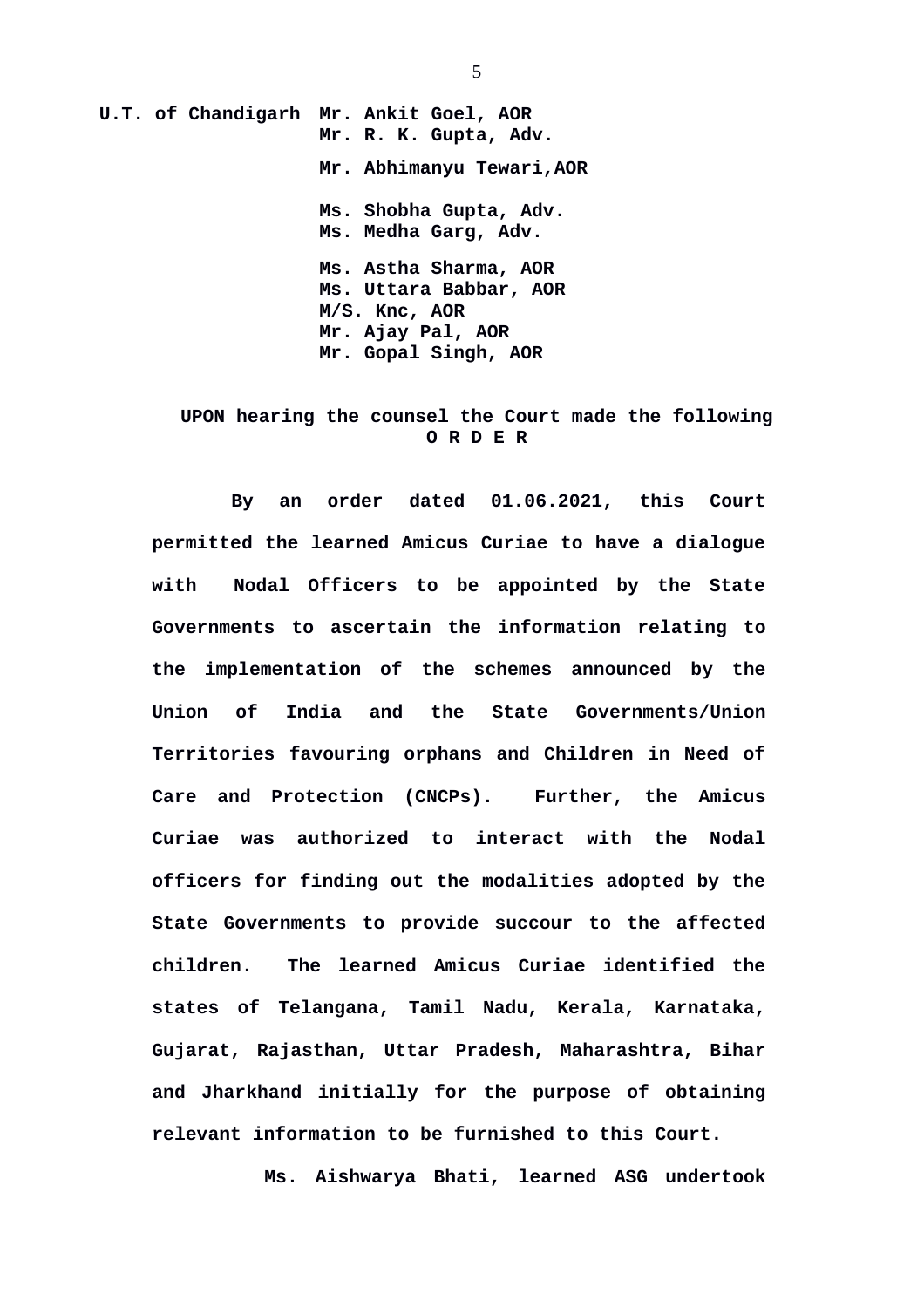**U.T. of Chandigarh** **Mr. Ankit Goel, AOR**
**Mr. R. K. Gupta, Adv.**

**Mr. Abhimanyu Tewari,AOR**

**Ms. Shobha Gupta, Adv.**
**Ms. Medha Garg, Adv.**

**Ms. Astha Sharma, AOR**
**Ms. Uttara Babbar, AOR**
**M/S. Knc, AOR**
**Mr. Ajay Pal, AOR**
**Mr. Gopal Singh, AOR**

**UPON hearing the counsel the Court made the following**

**O R D E R**

**By an order dated 01.06.2021, this Court permitted the learned Amicus Curiae to have a dialogue with Nodal Officers to be appointed by the State Governments to ascertain the information relating to the implementation of the schemes announced by the Union of India and the State Governments/Union Territories favouring orphans and Children in Need of Care and Protection (CNCPs). Further, the Amicus Curiae was authorized to interact with the Nodal officers for finding out the modalities adopted by the State Governments to provide succour to the affected children. The learned Amicus Curiae identified the states of Telangana, Tamil Nadu, Kerala, Karnataka, Gujarat, Rajasthan, Uttar Pradesh, Maharashtra, Bihar and Jharkhand initially for the purpose of obtaining relevant information to be furnished to this Court.**

**Ms. Aishwarya Bhati, learned ASG undertook**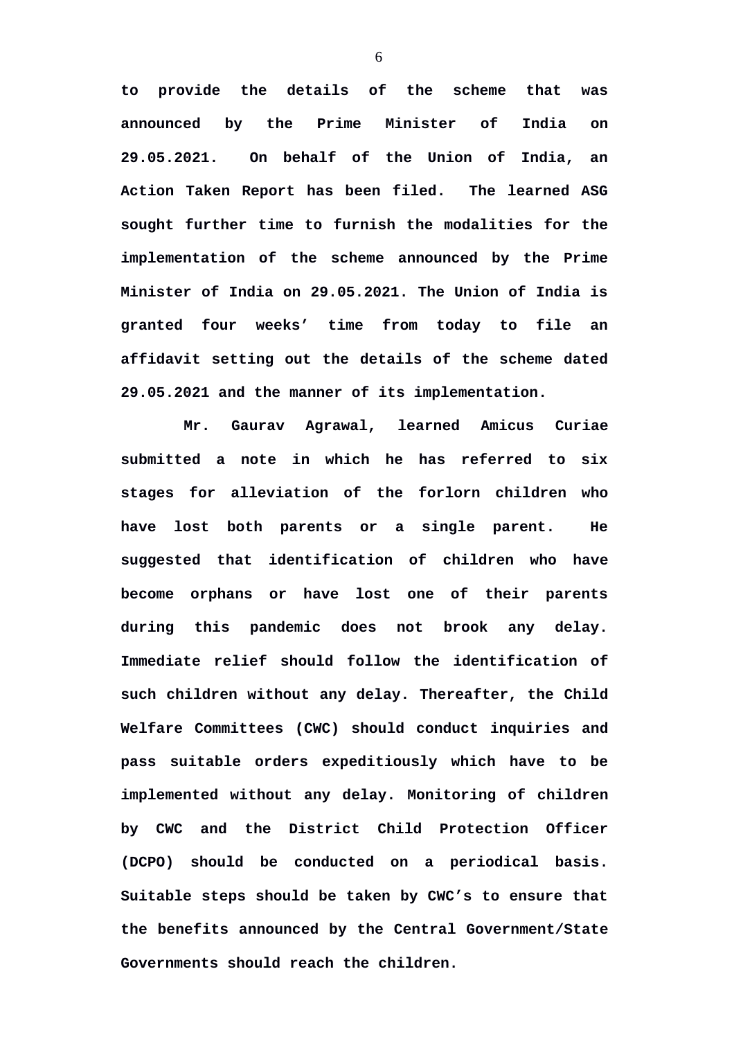**to provide the details of the scheme that was announced by the Prime Minister of India on 29.05.2021. On behalf of the Union of India, an Action Taken Report has been filed. The learned ASG sought further time to furnish the modalities for the implementation of the scheme announced by the Prime Minister of India on 29.05.2021. The Union of India is granted four weeks' time from today to file an affidavit setting out the details of the scheme dated 29.05.2021 and the manner of its implementation.**

**Mr. Gaurav Agrawal, learned Amicus Curiae submitted a note in which he has referred to six stages for alleviation of the forlorn children who have lost both parents or a single parent. He suggested that identification of children who have become orphans or have lost one of their parents during this pandemic does not brook any delay. Immediate relief should follow the identification of such children without any delay. Thereafter, the Child Welfare Committees (CWC) should conduct inquiries and pass suitable orders expeditiously which have to be implemented without any delay. Monitoring of children by CWC and the District Child Protection Officer (DCPO) should be conducted on a periodical basis. Suitable steps should be taken by CWC's to ensure that the benefits announced by the Central Government/State Governments should reach the children.**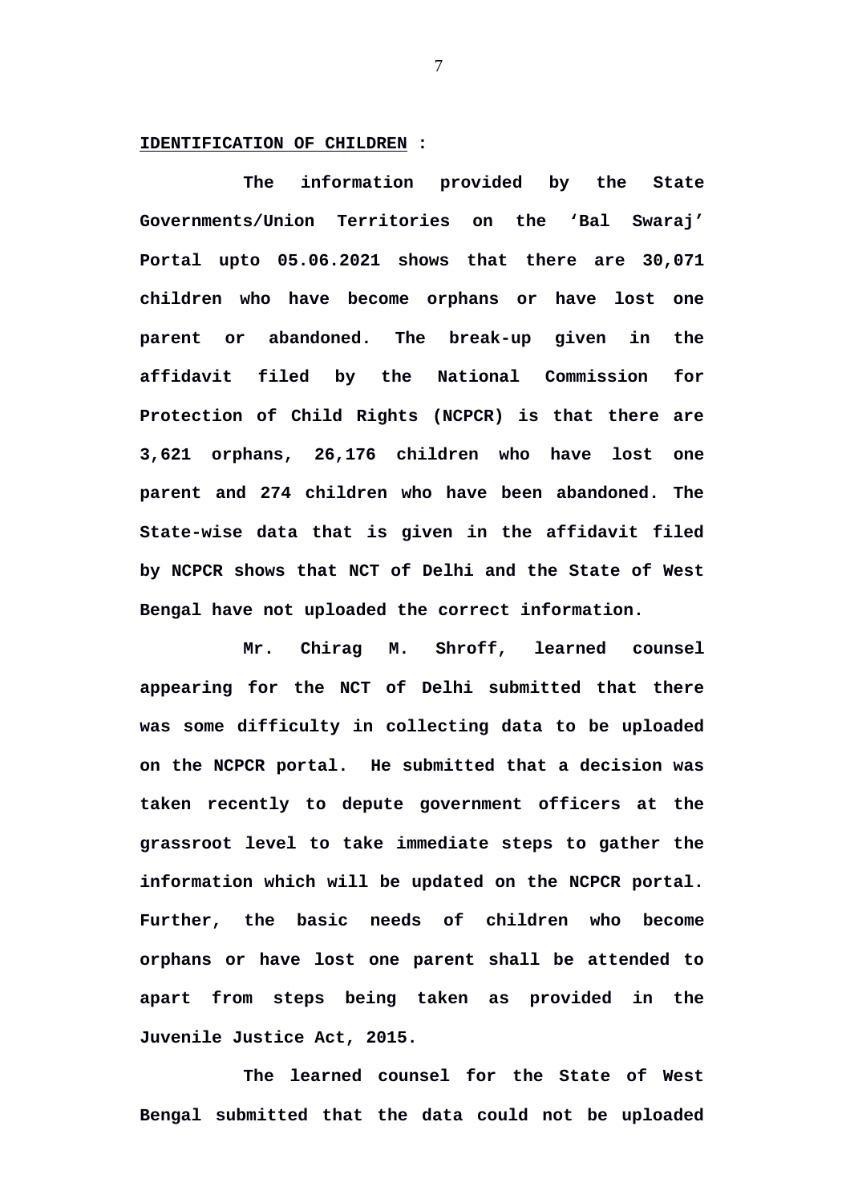**IDENTIFICATION OF CHILDREN :**

**The information provided by the State Governments/Union Territories on the 'Bal Swaraj' Portal upto 05.06.2021 shows that there are 30,071 children who have become orphans or have lost one parent or abandoned. The break-up given in the affidavit filed by the National Commission for Protection of Child Rights (NCPCR) is that there are 3,621 orphans, 26,176 children who have lost one parent and 274 children who have been abandoned. The State-wise data that is given in the affidavit filed by NCPCR shows that NCT of Delhi and the State of West Bengal have not uploaded the correct information.**

**Mr. Chirag M. Shroff, learned counsel appearing for the NCT of Delhi submitted that there was some difficulty in collecting data to be uploaded on the NCPCR portal. He submitted that a decision was taken recently to depute government officers at the grassroot level to take immediate steps to gather the information which will be updated on the NCPCR portal. Further, the basic needs of children who become orphans or have lost one parent shall be attended to apart from steps being taken as provided in the Juvenile Justice Act, 2015.**

**The learned counsel for the State of West Bengal submitted that the data could not be uploaded**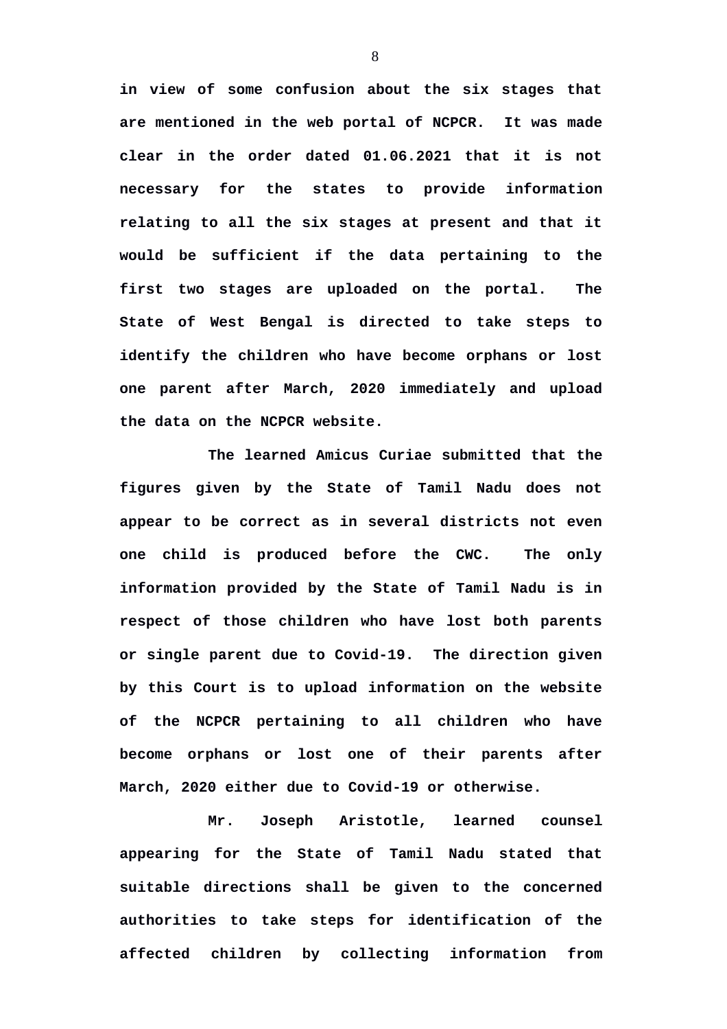**in view of some confusion about the six stages that are mentioned in the web portal of NCPCR. It was made clear in the order dated 01.06.2021 that it is not necessary for the states to provide information relating to all the six stages at present and that it would be sufficient if the data pertaining to the first two stages are uploaded on the portal. The State of West Bengal is directed to take steps to identify the children who have become orphans or lost one parent after March, 2020 immediately and upload the data on the NCPCR website.**

**The learned Amicus Curiae submitted that the figures given by the State of Tamil Nadu does not appear to be correct as in several districts not even one child is produced before the CWC. The only information provided by the State of Tamil Nadu is in respect of those children who have lost both parents or single parent due to Covid-19. The direction given by this Court is to upload information on the website of the NCPCR pertaining to all children who have become orphans or lost one of their parents after March, 2020 either due to Covid-19 or otherwise.**

**Mr. Joseph Aristotle, learned counsel appearing for the State of Tamil Nadu stated that suitable directions shall be given to the concerned authorities to take steps for identification of the affected children by collecting information from**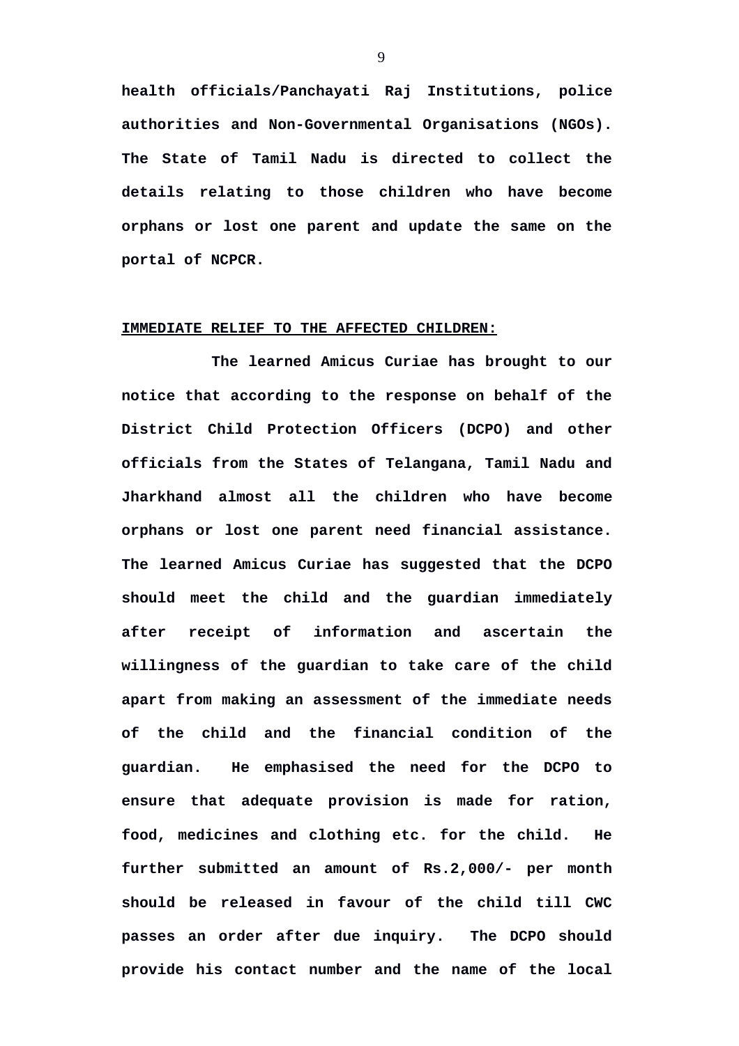**health officials/Panchayati Raj Institutions, police authorities and Non-Governmental Organisations (NGOs). The State of Tamil Nadu is directed to collect the details relating to those children who have become orphans or lost one parent and update the same on the portal of NCPCR.**

**IMMEDIATE RELIEF TO THE AFFECTED CHILDREN:**

**The learned Amicus Curiae has brought to our notice that according to the response on behalf of the District Child Protection Officers (DCPO) and other officials from the States of Telangana, Tamil Nadu and Jharkhand almost all the children who have become orphans or lost one parent need financial assistance. The learned Amicus Curiae has suggested that the DCPO should meet the child and the guardian immediately after receipt of information and ascertain the willingness of the guardian to take care of the child apart from making an assessment of the immediate needs of the child and the financial condition of the guardian. He emphasised the need for the DCPO to ensure that adequate provision is made for ration, food, medicines and clothing etc. for the child. He further submitted an amount of Rs.2,000/- per month should be released in favour of the child till CWC passes an order after due inquiry. The DCPO should provide his contact number and the name of the local**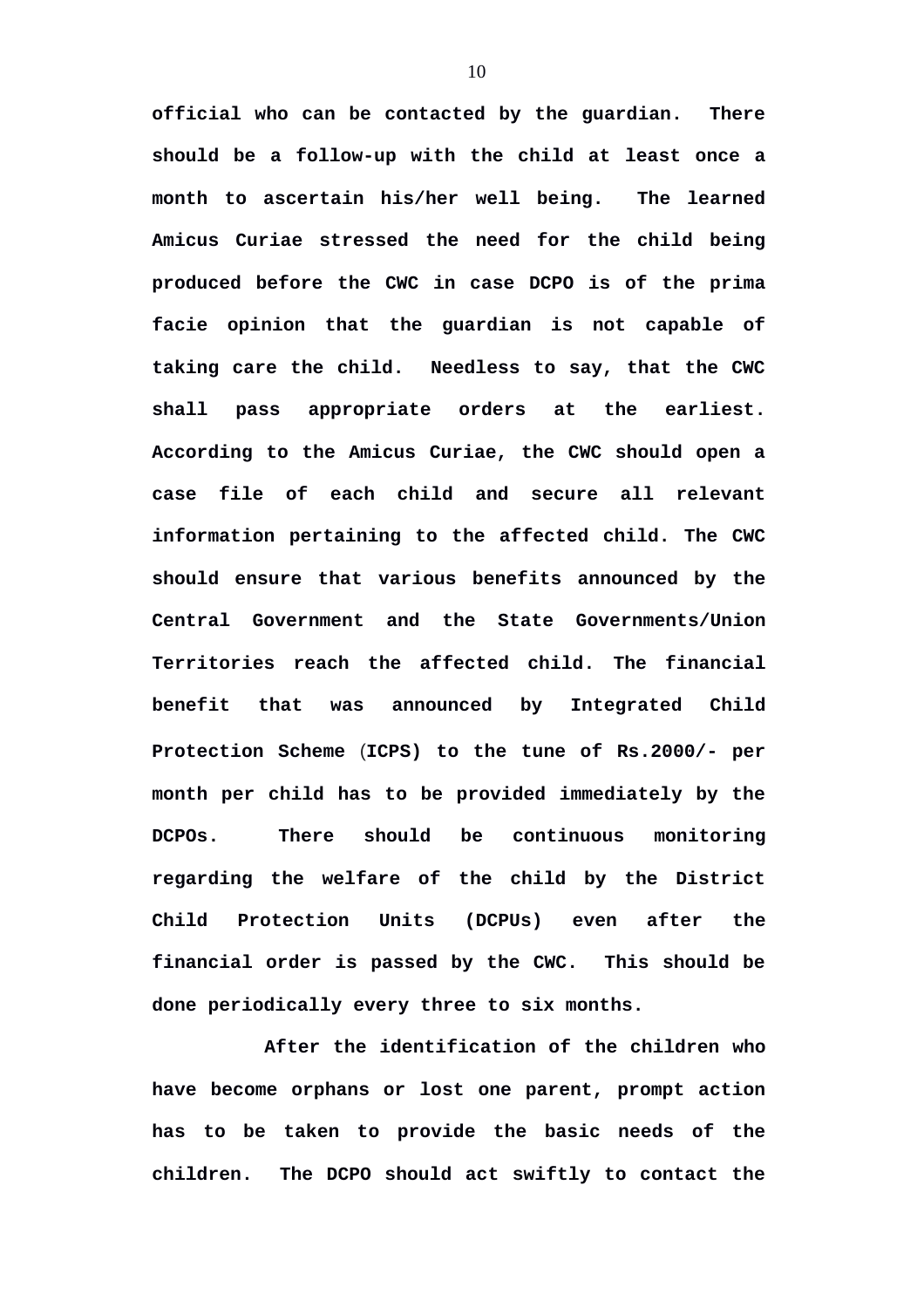**official who can be contacted by the guardian. There should be a follow-up with the child at least once a month to ascertain his/her well being. The learned Amicus Curiae stressed the need for the child being produced before the CWC in case DCPO is of the prima facie opinion that the guardian is not capable of taking care the child. Needless to say, that the CWC shall pass appropriate orders at the earliest. According to the Amicus Curiae, the CWC should open a case file of each child and secure all relevant information pertaining to the affected child. The CWC should ensure that various benefits announced by the Central Government and the State Governments/Union Territories reach the affected child. The financial benefit that was announced by Integrated Child Protection Scheme (ICPS) to the tune of Rs.2000/- per month per child has to be provided immediately by the DCPOs. There should be continuous monitoring regarding the welfare of the child by the District Child Protection Units (DCPUs) even after the financial order is passed by the CWC. This should be done periodically every three to six months.**

**After the identification of the children who have become orphans or lost one parent, prompt action has to be taken to provide the basic needs of the children. The DCPO should act swiftly to contact the**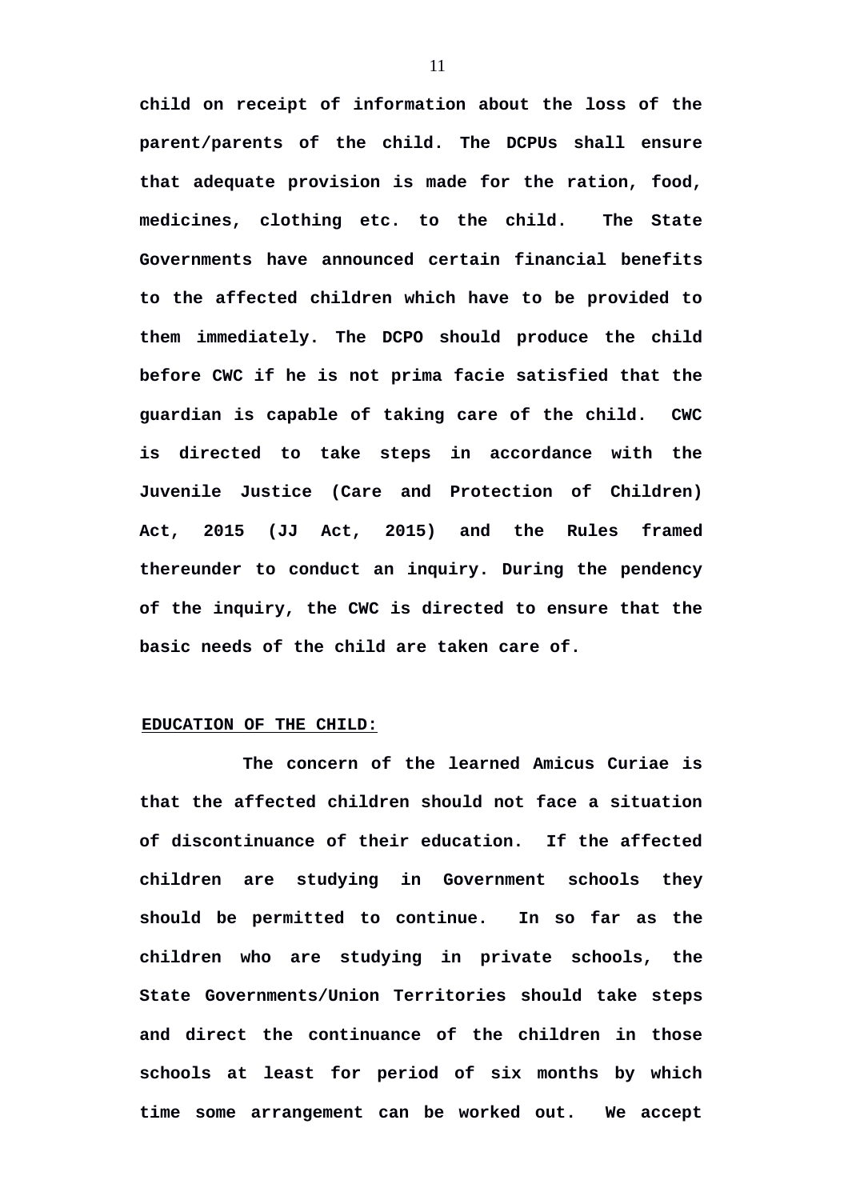**child on receipt of information about the loss of the parent/parents of the child. The DCPUs shall ensure that adequate provision is made for the ration, food, medicines, clothing etc. to the child. The State Governments have announced certain financial benefits to the affected children which have to be provided to them immediately. The DCPO should produce the child before CWC if he is not prima facie satisfied that the guardian is capable of taking care of the child. CWC is directed to take steps in accordance with the Juvenile Justice (Care and Protection of Children) Act, 2015 (JJ Act, 2015) and the Rules framed thereunder to conduct an inquiry. During the pendency of the inquiry, the CWC is directed to ensure that the basic needs of the child are taken care of.**

**EDUCATION OF THE CHILD:**

**The concern of the learned Amicus Curiae is that the affected children should not face a situation of discontinuance of their education. If the affected children are studying in Government schools they should be permitted to continue. In so far as the children who are studying in private schools, the State Governments/Union Territories should take steps and direct the continuance of the children in those schools at least for period of six months by which time some arrangement can be worked out. We accept**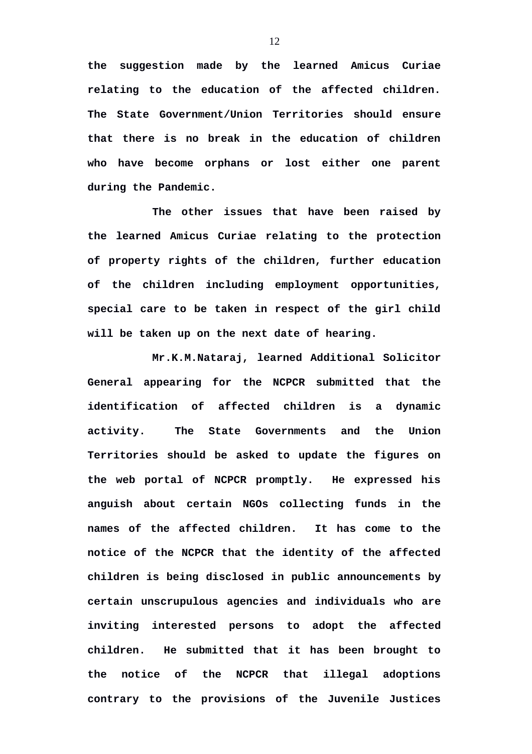**the suggestion made by the learned Amicus Curiae relating to the education of the affected children. The State Government/Union Territories should ensure that there is no break in the education of children who have become orphans or lost either one parent during the Pandemic.**

**The other issues that have been raised by the learned Amicus Curiae relating to the protection of property rights of the children, further education of the children including employment opportunities, special care to be taken in respect of the girl child will be taken up on the next date of hearing.**

**Mr.K.M.Nataraj, learned Additional Solicitor General appearing for the NCPCR submitted that the identification of affected children is a dynamic activity. The State Governments and the Union Territories should be asked to update the figures on the web portal of NCPCR promptly. He expressed his anguish about certain NGOs collecting funds in the names of the affected children. It has come to the notice of the NCPCR that the identity of the affected children is being disclosed in public announcements by certain unscrupulous agencies and individuals who are inviting interested persons to adopt the affected children. He submitted that it has been brought to the notice of the NCPCR that illegal adoptions contrary to the provisions of the Juvenile Justices**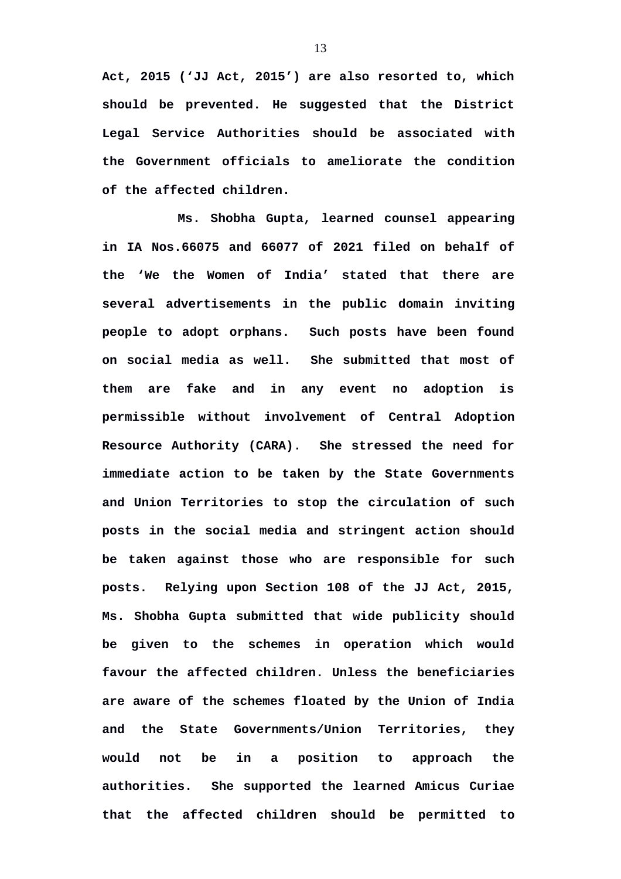**Act, 2015 ('JJ Act, 2015') are also resorted to, which should be prevented. He suggested that the District Legal Service Authorities should be associated with the Government officials to ameliorate the condition of the affected children.**

**Ms. Shobha Gupta, learned counsel appearing in IA Nos.66075 and 66077 of 2021 filed on behalf of the 'We the Women of India' stated that there are several advertisements in the public domain inviting people to adopt orphans. Such posts have been found on social media as well. She submitted that most of them are fake and in any event no adoption is permissible without involvement of Central Adoption Resource Authority (CARA). She stressed the need for immediate action to be taken by the State Governments and Union Territories to stop the circulation of such posts in the social media and stringent action should be taken against those who are responsible for such posts. Relying upon Section 108 of the JJ Act, 2015, Ms. Shobha Gupta submitted that wide publicity should be given to the schemes in operation which would favour the affected children. Unless the beneficiaries are aware of the schemes floated by the Union of India and the State Governments/Union Territories, they would not be in a position to approach the authorities. She supported the learned Amicus Curiae that the affected children should be permitted to**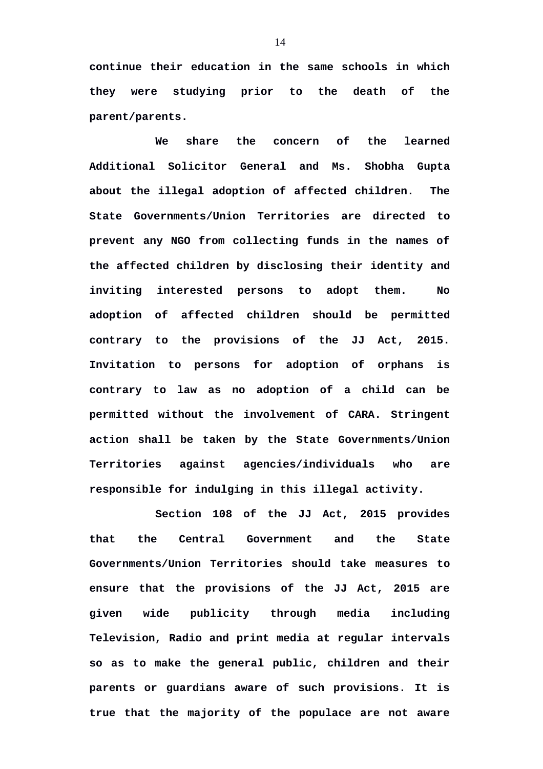**continue their education in the same schools in which they were studying prior to the death of the parent/parents.**

**We share the concern of the learned Additional Solicitor General and Ms. Shobha Gupta about the illegal adoption of affected children. The State Governments/Union Territories are directed to prevent any NGO from collecting funds in the names of the affected children by disclosing their identity and inviting interested persons to adopt them. No adoption of affected children should be permitted contrary to the provisions of the JJ Act, 2015. Invitation to persons for adoption of orphans is contrary to law as no adoption of a child can be permitted without the involvement of CARA. Stringent action shall be taken by the State Governments/Union Territories against agencies/individuals who are responsible for indulging in this illegal activity.**

**Section 108 of the JJ Act, 2015 provides that the Central Government and the State Governments/Union Territories should take measures to ensure that the provisions of the JJ Act, 2015 are given wide publicity through media including Television, Radio and print media at regular intervals so as to make the general public, children and their parents or guardians aware of such provisions. It is true that the majority of the populace are not aware**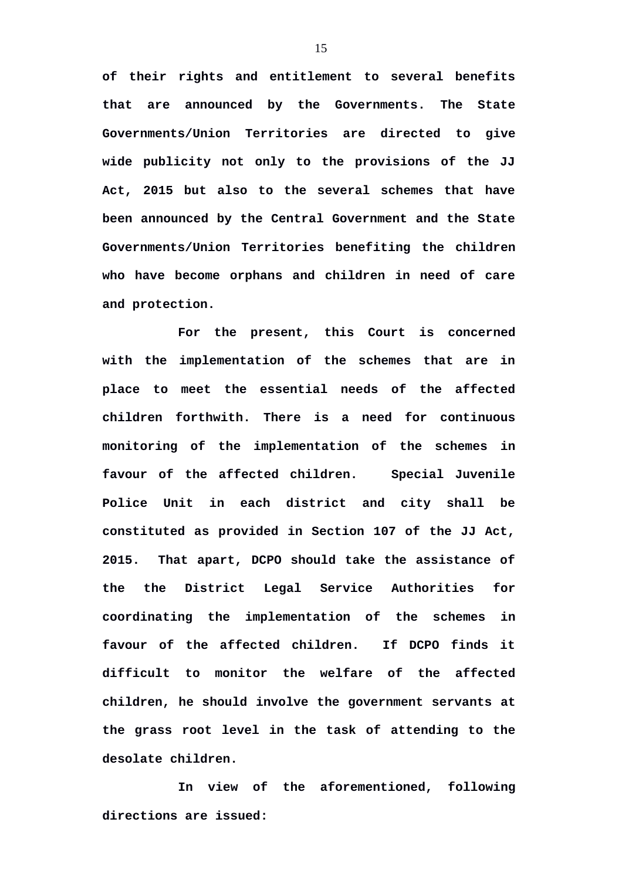**of their rights and entitlement to several benefits that are announced by the Governments. The State Governments/Union Territories are directed to give wide publicity not only to the provisions of the JJ Act, 2015 but also to the several schemes that have been announced by the Central Government and the State Governments/Union Territories benefiting the children who have become orphans and children in need of care and protection.**

**For the present, this Court is concerned with the implementation of the schemes that are in place to meet the essential needs of the affected children forthwith. There is a need for continuous monitoring of the implementation of the schemes in favour of the affected children. Special Juvenile Police Unit in each district and city shall be constituted as provided in Section 107 of the JJ Act, 2015. That apart, DCPO should take the assistance of the the District Legal Service Authorities for coordinating the implementation of the schemes in favour of the affected children. If DCPO finds it difficult to monitor the welfare of the affected children, he should involve the government servants at the grass root level in the task of attending to the desolate children.**

**In view of the aforementioned, following directions are issued:**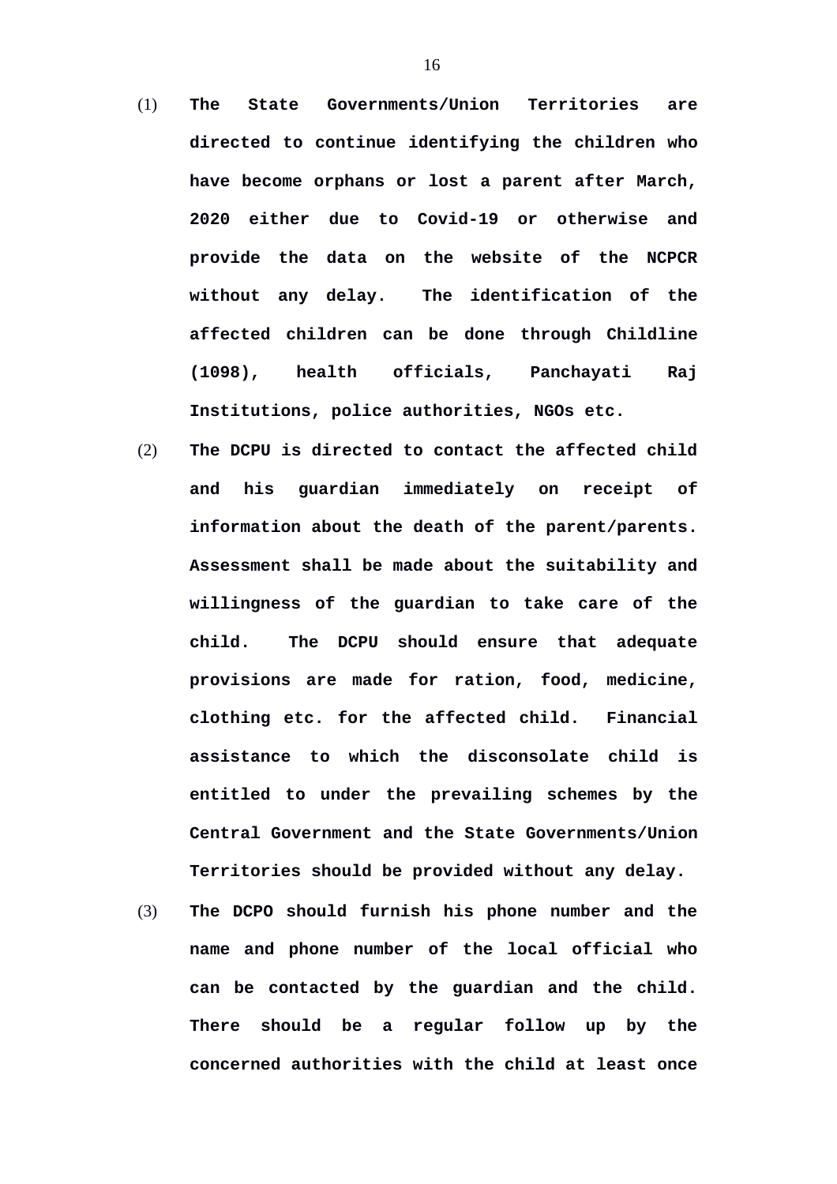(1) **The State Governments/Union Territories are directed to continue identifying the children who have become orphans or lost a parent after March, 2020 either due to Covid-19 or otherwise and provide the data on the website of the NCPCR without any delay. The identification of the affected children can be done through Childline (1098), health officials, Panchayati Raj Institutions, police authorities, NGOs etc.**

(2) **The DCPU is directed to contact the affected child and his guardian immediately on receipt of information about the death of the parent/parents. Assessment shall be made about the suitability and willingness of the guardian to take care of the child. The DCPU should ensure that adequate provisions are made for ration, food, medicine, clothing etc. for the affected child. Financial assistance to which the disconsolate child is entitled to under the prevailing schemes by the Central Government and the State Governments/Union Territories should be provided without any delay.**

(3) **The DCPO should furnish his phone number and the name and phone number of the local official who can be contacted by the guardian and the child. There should be a regular follow up by the concerned authorities with the child at least once**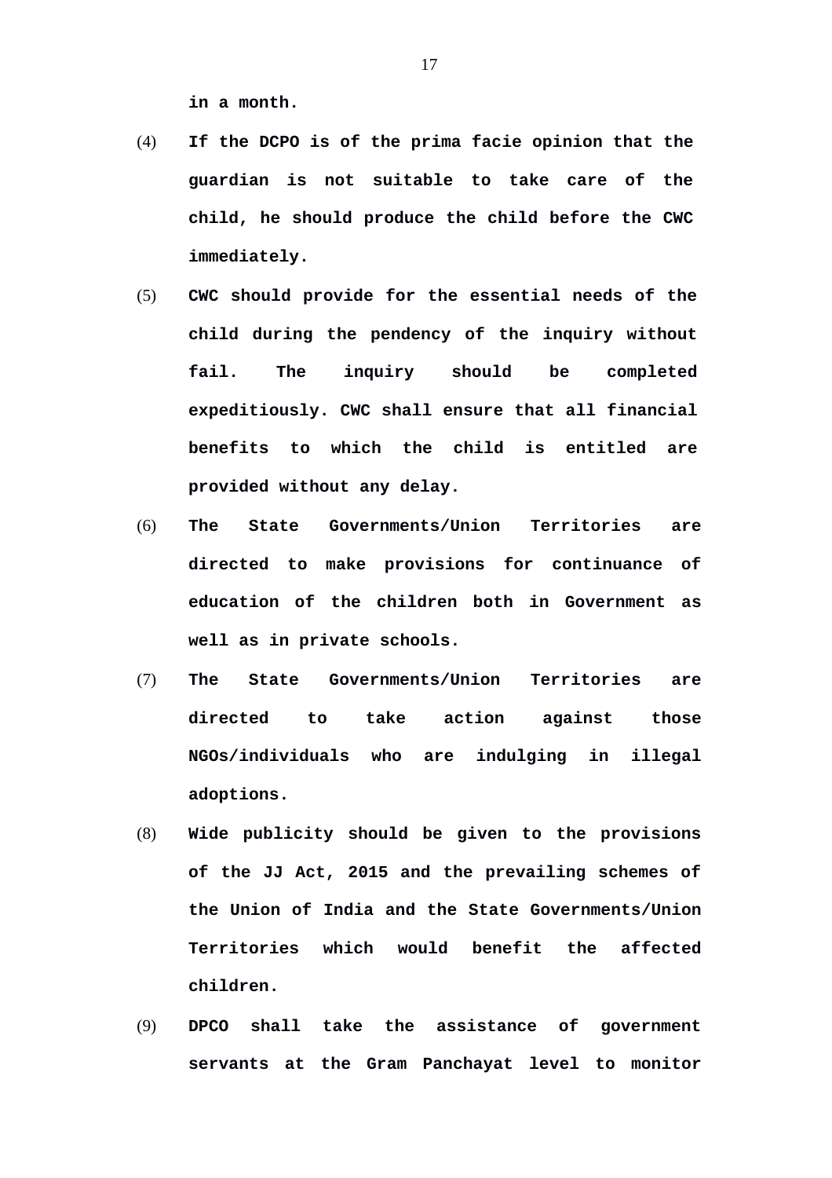**in a month.**

(4) **If the DCPO is of the prima facie opinion that the guardian is not suitable to take care of the child, he should produce the child before the CWC immediately.**

(5) **CWC should provide for the essential needs of the child during the pendency of the inquiry without fail. The inquiry should be completed expeditiously. CWC shall ensure that all financial benefits to which the child is entitled are provided without any delay.**

(6) **The State Governments/Union Territories are directed to make provisions for continuance of education of the children both in Government as well as in private schools.**

(7) **The State Governments/Union Territories are directed to take action against those NGOs/individuals who are indulging in illegal adoptions.**

(8) **Wide publicity should be given to the provisions of the JJ Act, 2015 and the prevailing schemes of the Union of India and the State Governments/Union Territories which would benefit the affected children.**

(9) **DPCO shall take the assistance of government servants at the Gram Panchayat level to monitor**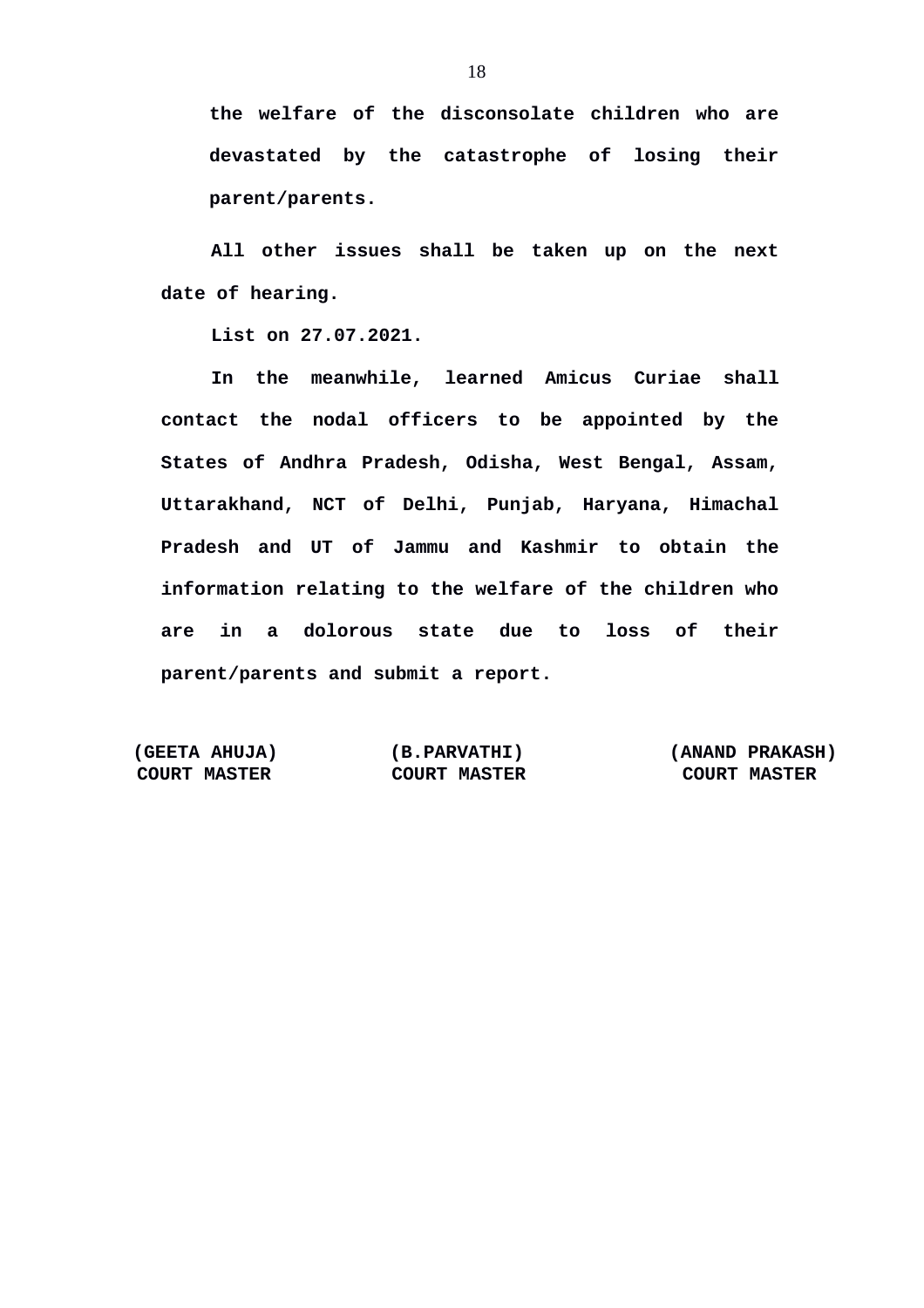**the welfare of the disconsolate children who are devastated by the catastrophe of losing their parent/parents.**

**All other issues shall be taken up on the next date of hearing.**

**List on 27.07.2021.**

**In the meanwhile, learned Amicus Curiae shall contact the nodal officers to be appointed by the States of Andhra Pradesh, Odisha, West Bengal, Assam, Uttarakhand, NCT of Delhi, Punjab, Haryana, Himachal Pradesh and UT of Jammu and Kashmir to obtain the information relating to the welfare of the children who are in a dolorous state due to loss of their parent/parents and submit a report.**

| | | |
|---|---|---|
| **(GEETA AHUJA)** | **(B.PARVATHI)** | **(ANAND PRAKASH)** |
| **COURT MASTER** | **COURT MASTER** | **COURT MASTER** |